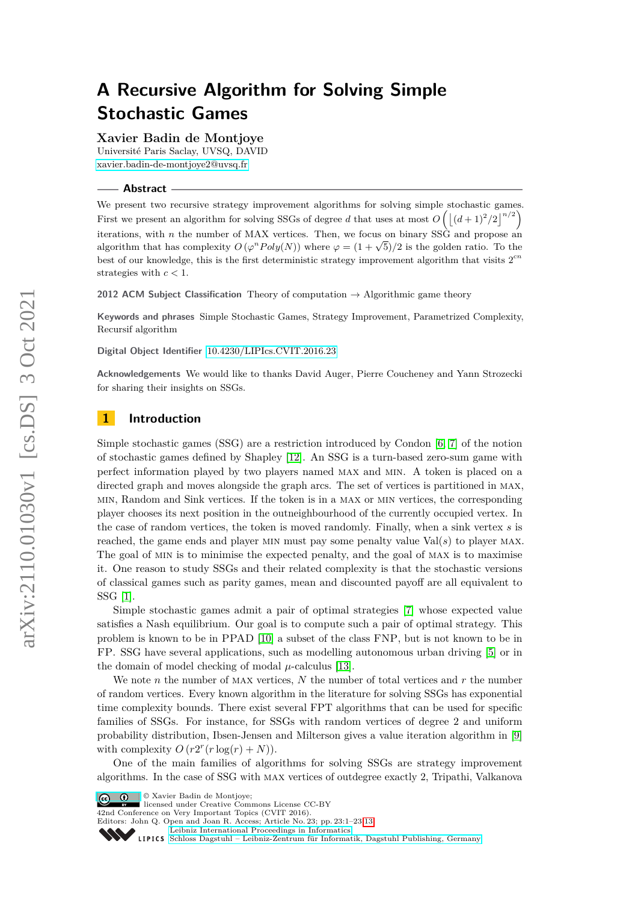# A Recursive Algorithm for Solving Simple Stochastic Games

**Xavier Badin de Montjoye**
Université Paris Saclay, UVSQ, DAVID
xavier.badin-de-montjoye2@uvsq.fr

## Abstract

We present two recursive strategy improvement algorithms for solving simple stochastic games. First we present an algorithm for solving SSGs of degree $d$ that uses at most $O\left(\left\lfloor (d+1)^2/2 \right\rfloor^{n/2}\right)$ iterations, with $n$ the number of MAX vertices. Then, we focus on binary SSG and propose an algorithm that has complexity $O\left(\varphi^n Poly(N)\right)$ where $\varphi = (1+\sqrt{5})/2$ is the golden ratio. To the best of our knowledge, this is the first deterministic strategy improvement algorithm that visits $2^{cn}$ strategies with $c < 1$.

**2012 ACM Subject Classification** Theory of computation → Algorithmic game theory

**Keywords and phrases** Simple Stochastic Games, Strategy Improvement, Parametrized Complexity, Recursif algorithm

**Digital Object Identifier** 10.4230/LIPIcs.CVIT.2016.23

**Acknowledgements** We would like to thanks David Auger, Pierre Coucheney and Yann Strozecki for sharing their insights on SSGs.

## 1 Introduction

Simple stochastic games (SSG) are a restriction introduced by Condon [6] [7] of the notion of stochastic games defined by Shapley [12]. An SSG is a turn-based zero-sum game with perfect information played by two players named MAX and MIN. A token is placed on a directed graph and moves alongside the graph arcs. The set of vertices is partitioned in MAX, MIN, Random and Sink vertices. If the token is in a MAX or MIN vertices, the corresponding player chooses its next position in the outneighbourhood of the currently occupied vertex. In the case of random vertices, the token is moved randomly. Finally, when a sink vertex $s$ is reached, the game ends and player MIN must pay some penalty value $\text{Val}(s)$ to player MAX. The goal of MIN is to minimise the expected penalty, and the goal of MAX is to maximise it. One reason to study SSGs and their related complexity is that the stochastic versions of classical games such as parity games, mean and discounted payoff are all equivalent to SSG [1].

Simple stochastic games admit a pair of optimal strategies [7] whose expected value satisfies a Nash equilibrium. Our goal is to compute such a pair of optimal strategy. This problem is known to be in PPAD [10] a subset of the class FNP, but is not known to be in FP. SSG have several applications, such as modelling autonomous urban driving [5] or in the domain of model checking of modal $\mu$-calculus [13].

We note $n$ the number of MAX vertices, $N$ the number of total vertices and $r$ the number of random vertices. Every known algorithm in the literature for solving SSGs has exponential time complexity bounds. There exist several FPT algorithms that can be used for specific families of SSGs. For instance, for SSGs with random vertices of degree 2 and uniform probability distribution, Ibsen-Jensen and Milterson gives a value iteration algorithm in [9] with complexity $O\left(r2^r(r\log(r) + N)\right)$.

One of the main families of algorithms for solving SSGs are strategy improvement algorithms. In the case of SSG with MAX vertices of outdegree exactly 2, Tripathi, Valkanova

© Xavier Badin de Montjoye;
licensed under Creative Commons License CC-BY
42nd Conference on Very Important Topics (CVIT 2016).
Editors: John Q. Open and Joan R. Access; Article No. 23; pp. 23:1–23:13
Leibniz International Proceedings in Informatics
Schloss Dagstuhl – Leibniz-Zentrum für Informatik, Dagstuhl Publishing, Germany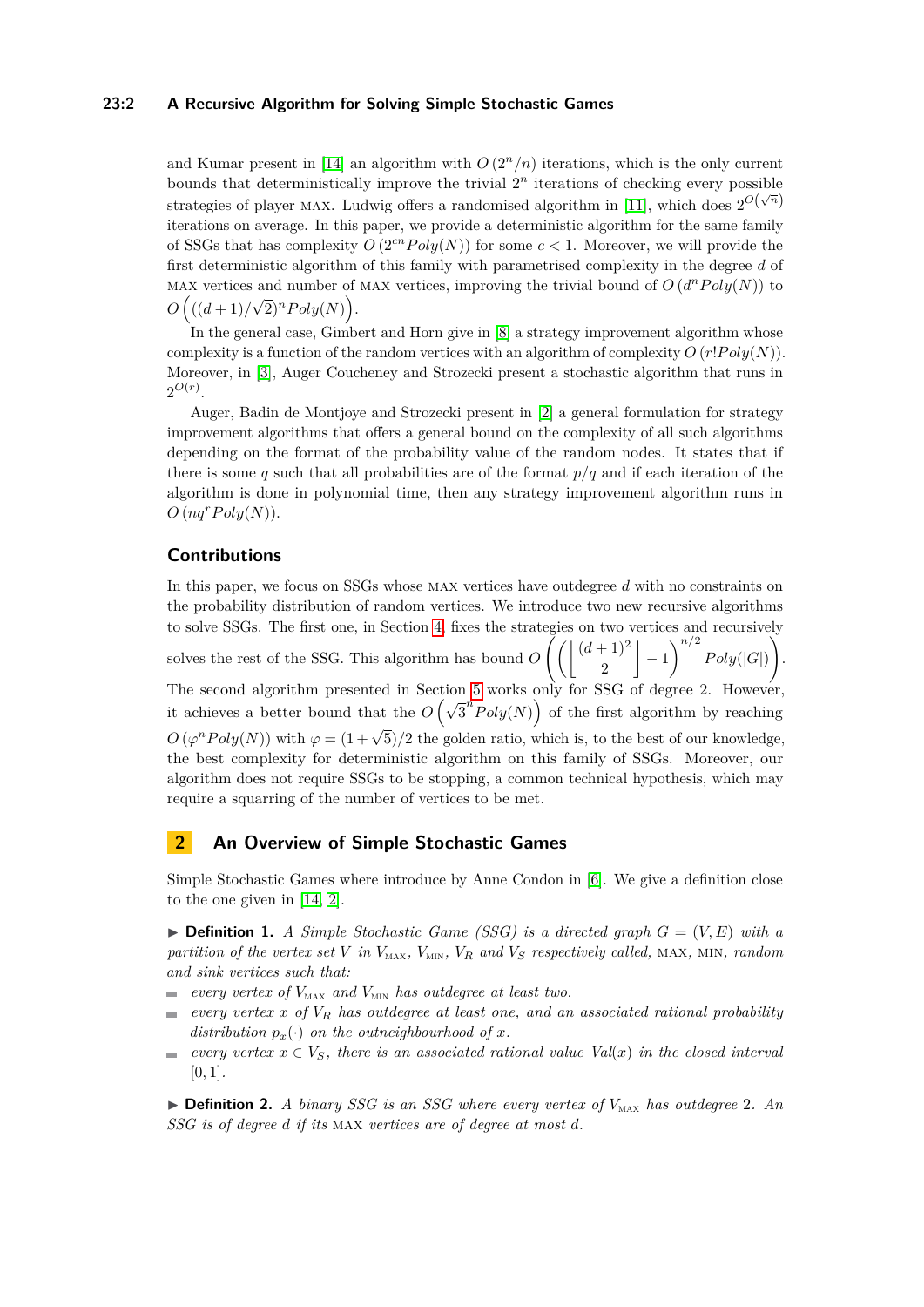and Kumar present in [14] an algorithm with $O(2^n/n)$ iterations, which is the only current bounds that deterministically improve the trivial $2^n$ iterations of checking every possible strategies of player MAX. Ludwig offers a randomised algorithm in [11], which does $2^{O(\sqrt{n})}$ iterations on average. In this paper, we provide a deterministic algorithm for the same family of SSGs that has complexity $O(2^{cn}Poly(N))$ for some $c < 1$. Moreover, we will provide the first deterministic algorithm of this family with parametrised complexity in the degree $d$ of MAX vertices and number of MAX vertices, improving the trivial bound of $O(d^n Poly(N))$ to $O\left(((d+1)/\sqrt{2})^n Poly(N)\right)$.

In the general case, Gimbert and Horn give in [8] a strategy improvement algorithm whose complexity is a function of the random vertices with an algorithm of complexity $O(r!Poly(N))$. Moreover, in [3], Auger Coucheney and Strozecki present a stochastic algorithm that runs in $2^{O(r)}$.

Auger, Badin de Montjoye and Strozecki present in [2] a general formulation for strategy improvement algorithms that offers a general bound on the complexity of all such algorithms depending on the format of the probability value of the random nodes. It states that if there is some $q$ such that all probabilities are of the format $p/q$ and if each iteration of the algorithm is done in polynomial time, then any strategy improvement algorithm runs in $O(nq^r Poly(N))$.

## Contributions

In this paper, we focus on SSGs whose MAX vertices have outdegree $d$ with no constraints on the probability distribution of random vertices. We introduce two new recursive algorithms to solve SSGs. The first one, in Section 4, fixes the strategies on two vertices and recursively solves the rest of the SSG. This algorithm has bound $O\left(\left(\left\lfloor \frac{(d+1)^2}{2} \right\rfloor - 1\right)^{n/2} Poly(|G|)\right)$. The second algorithm presented in Section 5 works only for SSG of degree 2. However, it achieves a better bound that the $O\left(\sqrt{3}^n Poly(N)\right)$ of the first algorithm by reaching $O(\varphi^n Poly(N))$ with $\varphi = (1+\sqrt{5})/2$ the golden ratio, which is, to the best of our knowledge, the best complexity for deterministic algorithm on this family of SSGs. Moreover, our algorithm does not require SSGs to be stopping, a common technical hypothesis, which may require a squarring of the number of vertices to be met.

# 2 An Overview of Simple Stochastic Games

Simple Stochastic Games where introduce by Anne Condon in [6]. We give a definition close to the one given in [14, 2].

▶ **Definition 1.** *A Simple Stochastic Game (SSG) is a directed graph $G = (V, E)$ with a partition of the vertex set $V$ in $V_{\text{MAX}}$, $V_{\text{MIN}}$, $V_R$ and $V_S$ respectively called,* MAX*,* MIN*, random and sink vertices such that:*

- *every vertex of $V_{\text{MAX}}$ and $V_{\text{MIN}}$ has outdegree at least two.*
- *every vertex $x$ of $V_R$ has outdegree at least one, and an associated rational probability distribution $p_x(\cdot)$ on the outneighbourhood of $x$.*
- *every vertex $x \in V_S$, there is an associated rational value $Val(x)$ in the closed interval $[0, 1]$.*

▶ **Definition 2.** *A binary SSG is an SSG where every vertex of $V_{\text{MAX}}$ has outdegree 2. An SSG is of degree $d$ if its* MAX *vertices are of degree at most $d$.*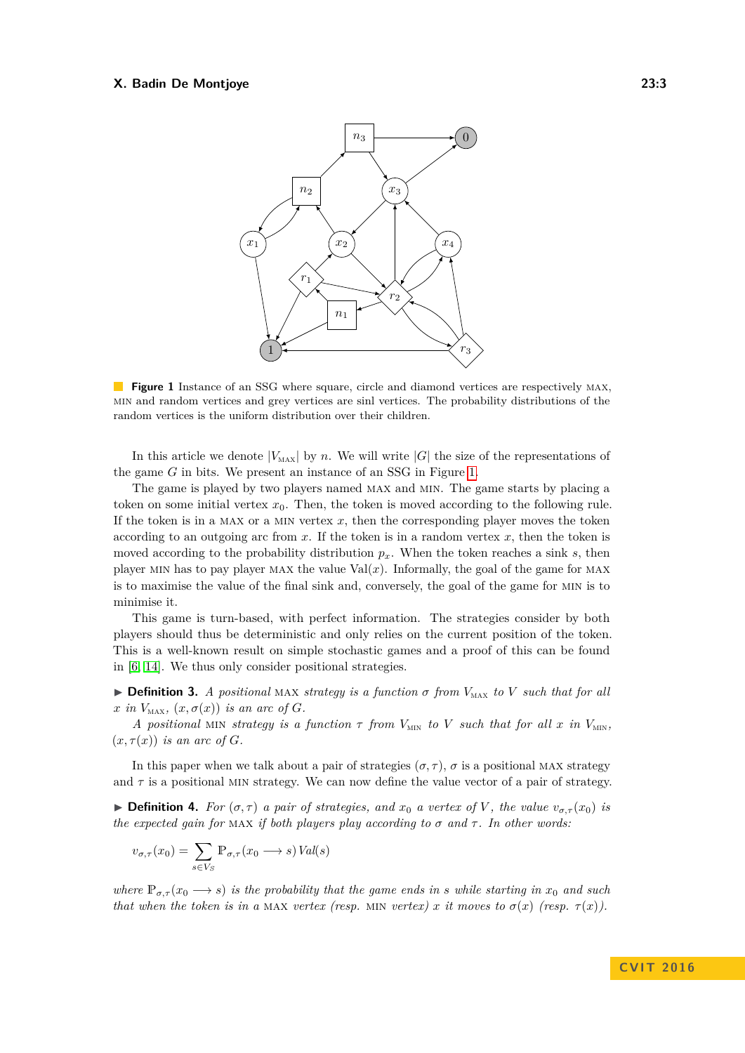**Figure 1** Instance of an SSG where square, circle and diamond vertices are respectively MAX, MIN and random vertices and grey vertices are sinl vertices. The probability distributions of the random vertices is the uniform distribution over their children.

In this article we denote $|V_{\text{MAX}}|$ by $n$. We will write $|G|$ the size of the representations of the game $G$ in bits. We present an instance of an SSG in Figure 1.

The game is played by two players named MAX and MIN. The game starts by placing a token on some initial vertex $x_0$. Then, the token is moved according to the following rule. If the token is in a MAX or a MIN vertex $x$, then the corresponding player moves the token according to an outgoing arc from $x$. If the token is in a random vertex $x$, then the token is moved according to the probability distribution $p_x$. When the token reaches a sink $s$, then player MIN has to pay player MAX the value $\text{Val}(x)$. Informally, the goal of the game for MAX is to maximise the value of the final sink and, conversely, the goal of the game for MIN is to minimise it.

This game is turn-based, with perfect information. The strategies consider by both players should thus be deterministic and only relies on the current position of the token. This is a well-known result on simple stochastic games and a proof of this can be found in [6, 14]. We thus only consider positional strategies.

▶ **Definition 3.** *A positional* MAX *strategy is a function $\sigma$ from $V_{\text{MAX}}$ to $V$ such that for all $x$ in $V_{\text{MAX}}$, $(x, \sigma(x))$ is an arc of $G$.*

*A positional* MIN *strategy is a function $\tau$ from $V_{\text{MIN}}$ to $V$ such that for all $x$ in $V_{\text{MIN}}$, $(x, \tau(x))$ is an arc of $G$.*

In this paper when we talk about a pair of strategies $(\sigma, \tau)$, $\sigma$ is a positional MAX strategy and $\tau$ is a positional MIN strategy. We can now define the value vector of a pair of strategy.

▶ **Definition 4.** *For $(\sigma, \tau)$ a pair of strategies, and $x_0$ a vertex of $V$, the value $v_{\sigma,\tau}(x_0)$ is the expected gain for* MAX *if both players play according to $\sigma$ and $\tau$. In other words:*

$$v_{\sigma,\tau}(x_0) = \sum_{s \in V_S} \mathbb{P}_{\sigma,\tau}(x_0 \longrightarrow s)\, Val(s)$$

*where $\mathbb{P}_{\sigma,\tau}(x_0 \longrightarrow s)$ is the probability that the game ends in $s$ while starting in $x_0$ and such that when the token is in a* MAX *vertex (resp.* MIN *vertex) $x$ it moves to $\sigma(x)$ (resp. $\tau(x)$).*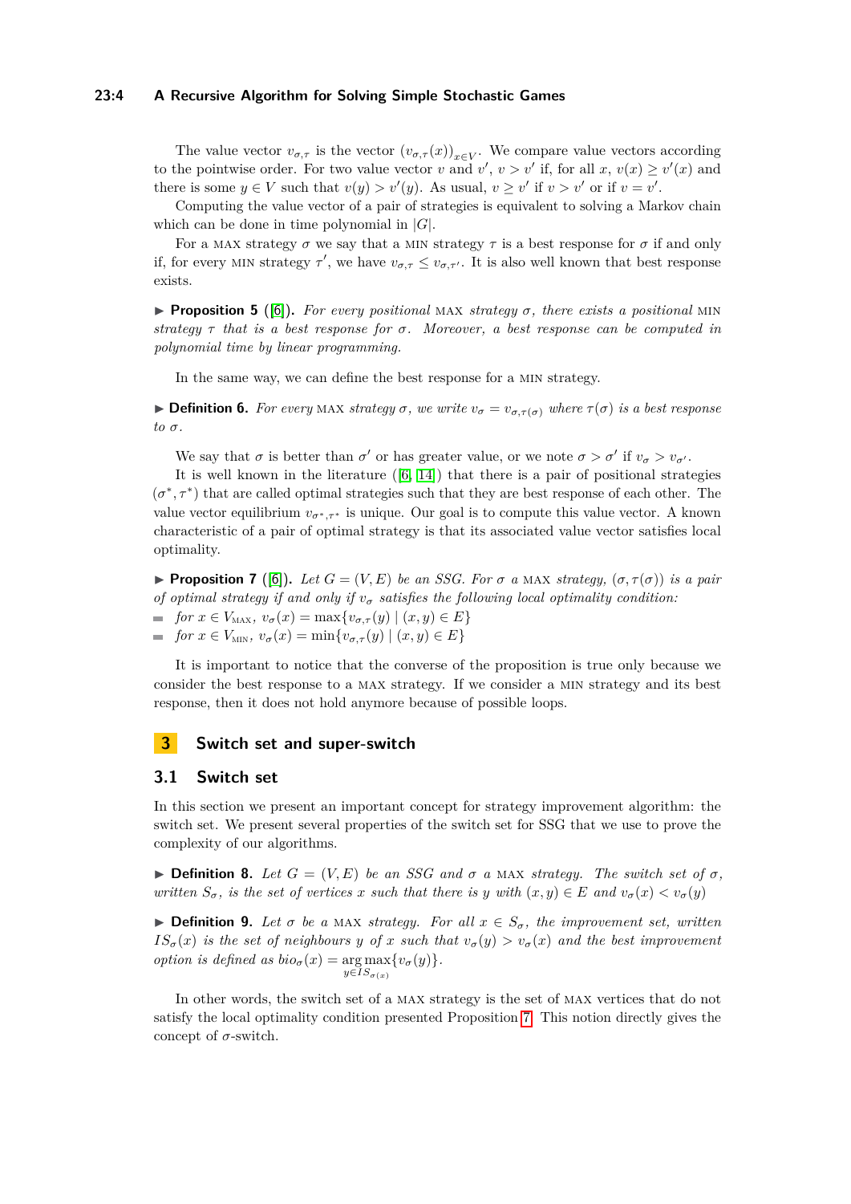The value vector $v_{\sigma,\tau}$ is the vector $(v_{\sigma,\tau}(x))_{x \in V}$. We compare value vectors according to the pointwise order. For two value vector $v$ and $v'$, $v > v'$ if, for all $x$, $v(x) \geq v'(x)$ and there is some $y \in V$ such that $v(y) > v'(y)$. As usual, $v \geq v'$ if $v > v'$ or if $v = v'$.

Computing the value vector of a pair of strategies is equivalent to solving a Markov chain which can be done in time polynomial in $|G|$.

For a MAX strategy $\sigma$ we say that a MIN strategy $\tau$ is a best response for $\sigma$ if and only if, for every MIN strategy $\tau'$, we have $v_{\sigma,\tau} \leq v_{\sigma,\tau'}$. It is also well known that best response exists.

▶ **Proposition 5** ([6]). *For every positional* MAX *strategy $\sigma$, there exists a positional* MIN *strategy $\tau$ that is a best response for $\sigma$. Moreover, a best response can be computed in polynomial time by linear programming.*

In the same way, we can define the best response for a MIN strategy.

▶ **Definition 6.** *For every* MAX *strategy $\sigma$, we write $v_\sigma = v_{\sigma,\tau(\sigma)}$ where $\tau(\sigma)$ is a best response to $\sigma$.*

We say that $\sigma$ is better than $\sigma'$ or has greater value, or we note $\sigma > \sigma'$ if $v_\sigma > v_{\sigma'}$.

It is well known in the literature ([6, 14]) that there is a pair of positional strategies $(\sigma^*, \tau^*)$ that are called optimal strategies such that they are best response of each other. The value vector equilibrium $v_{\sigma^*,\tau^*}$ is unique. Our goal is to compute this value vector. A known characteristic of a pair of optimal strategy is that its associated value vector satisfies local optimality.

▶ **Proposition 7** ([6]). *Let $G = (V, E)$ be an SSG. For $\sigma$ a* MAX *strategy, $(\sigma, \tau(\sigma))$ is a pair of optimal strategy if and only if $v_\sigma$ satisfies the following local optimality condition:*

- *for $x \in V_{\text{MAX}}$, $v_\sigma(x) = \max\{v_{\sigma,\tau}(y) \mid (x, y) \in E\}$*
- *for $x \in V_{\text{MIN}}$, $v_\sigma(x) = \min\{v_{\sigma,\tau}(y) \mid (x, y) \in E\}$*

It is important to notice that the converse of the proposition is true only because we consider the best response to a MAX strategy. If we consider a MIN strategy and its best response, then it does not hold anymore because of possible loops.

# 3 Switch set and super-switch

## 3.1 Switch set

In this section we present an important concept for strategy improvement algorithm: the switch set. We present several properties of the switch set for SSG that we use to prove the complexity of our algorithms.

▶ **Definition 8.** *Let $G = (V, E)$ be an SSG and $\sigma$ a* MAX *strategy. The switch set of $\sigma$, written $S_\sigma$, is the set of vertices $x$ such that there is $y$ with $(x, y) \in E$ and $v_\sigma(x) < v_\sigma(y)$*

▶ **Definition 9.** *Let $\sigma$ be a* MAX *strategy. For all $x \in S_\sigma$, the improvement set, written $IS_\sigma(x)$ is the set of neighbours $y$ of $x$ such that $v_\sigma(y) > v_\sigma(x)$ and the best improvement option is defined as $bio_\sigma(x) = \underset{y \in IS_{\sigma(x)}}{\arg\max}\{v_\sigma(y)\}$.*

In other words, the switch set of a MAX strategy is the set of MAX vertices that do not satisfy the local optimality condition presented Proposition 7. This notion directly gives the concept of $\sigma$-switch.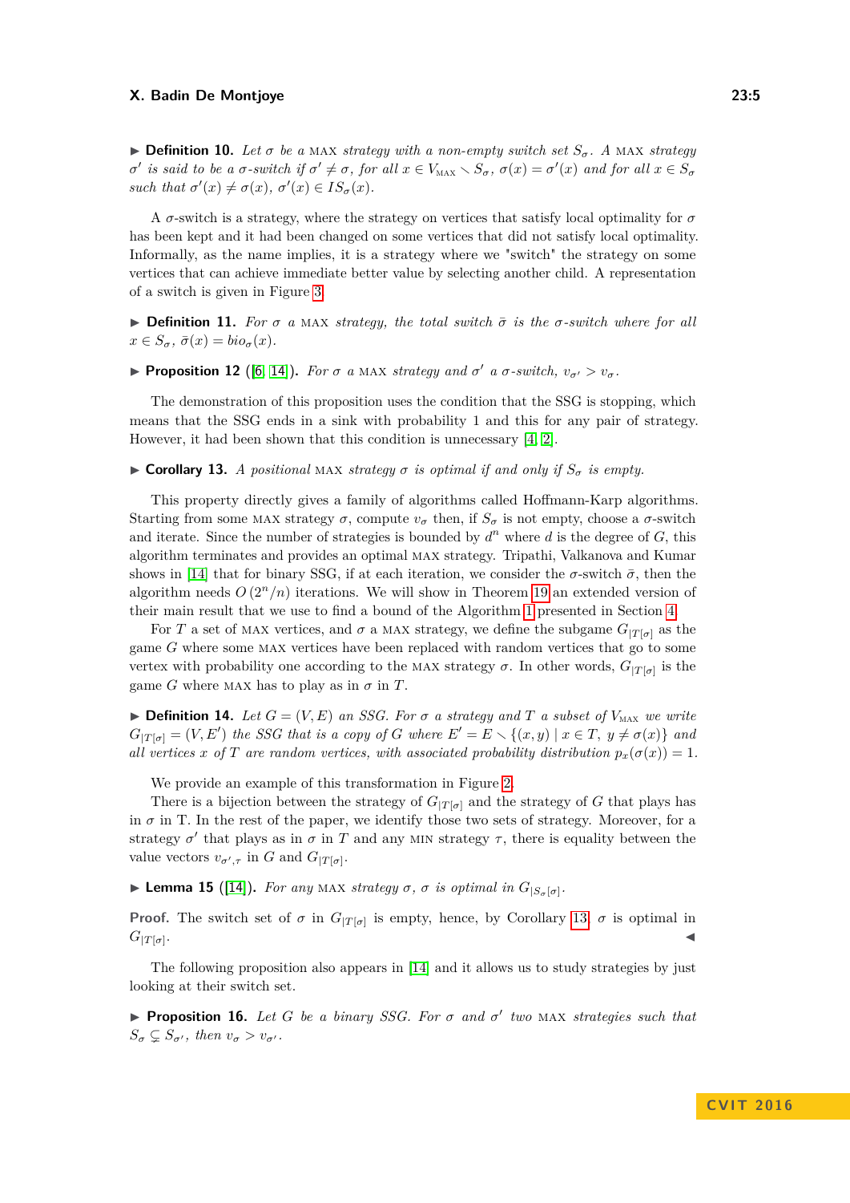▶ **Definition 10.** *Let $\sigma$ be a* MAX *strategy with a non-empty switch set $S_\sigma$. A* MAX *strategy $\sigma'$ is said to be a $\sigma$-switch if $\sigma' \neq \sigma$, for all $x \in V_{\text{MAX}} \setminus S_\sigma$, $\sigma(x) = \sigma'(x)$ and for all $x \in S_\sigma$ such that $\sigma'(x) \neq \sigma(x)$, $\sigma'(x) \in IS_\sigma(x)$.*

A $\sigma$-switch is a strategy, where the strategy on vertices that satisfy local optimality for $\sigma$ has been kept and it had been changed on some vertices that did not satisfy local optimality. Informally, as the name implies, it is a strategy where we "switch" the strategy on some vertices that can achieve immediate better value by selecting another child. A representation of a switch is given in Figure 3.

▶ **Definition 11.** *For $\sigma$ a* MAX *strategy, the total switch $\bar{\sigma}$ is the $\sigma$-switch where for all $x \in S_\sigma$, $\bar{\sigma}(x) = bio_\sigma(x)$.*

▶ **Proposition 12** ([6, 14]). *For $\sigma$ a* MAX *strategy and $\sigma'$ a $\sigma$-switch, $v_{\sigma'} > v_\sigma$.*

The demonstration of this proposition uses the condition that the SSG is stopping, which means that the SSG ends in a sink with probability 1 and this for any pair of strategy. However, it had been shown that this condition is unnecessary [4, 2].

▶ **Corollary 13.** *A positional* MAX *strategy $\sigma$ is optimal if and only if $S_\sigma$ is empty.*

This property directly gives a family of algorithms called Hoffmann-Karp algorithms. Starting from some MAX strategy $\sigma$, compute $v_\sigma$ then, if $S_\sigma$ is not empty, choose a $\sigma$-switch and iterate. Since the number of strategies is bounded by $d^n$ where $d$ is the degree of $G$, this algorithm terminates and provides an optimal MAX strategy. Tripathi, Valkanova and Kumar shows in [14] that for binary SSG, if at each iteration, we consider the $\sigma$-switch $\bar{\sigma}$, then the algorithm needs $O(2^n/n)$ iterations. We will show in Theorem 19 an extended version of their main result that we use to find a bound of the Algorithm 1 presented in Section 4.

For $T$ a set of MAX vertices, and $\sigma$ a MAX strategy, we define the subgame $G_{|T[\sigma]}$ as the game $G$ where some MAX vertices have been replaced with random vertices that go to some vertex with probability one according to the MAX strategy $\sigma$. In other words, $G_{|T[\sigma]}$ is the game $G$ where MAX has to play as in $\sigma$ in $T$.

▶ **Definition 14.** *Let $G = (V, E)$ an SSG. For $\sigma$ a strategy and $T$ a subset of $V_{\text{MAX}}$ we write $G_{|T[\sigma]} = (V, E')$ the SSG that is a copy of $G$ where $E' = E \setminus \{(x, y) \mid x \in T,\ y \neq \sigma(x)\}$ and all vertices $x$ of $T$ are random vertices, with associated probability distribution $p_x(\sigma(x)) = 1$.*

We provide an example of this transformation in Figure 2.

There is a bijection between the strategy of $G_{|T[\sigma]}$ and the strategy of $G$ that plays has in $\sigma$ in T. In the rest of the paper, we identify those two sets of strategy. Moreover, for a strategy $\sigma'$ that plays as in $\sigma$ in $T$ and any MIN strategy $\tau$, there is equality between the value vectors $v_{\sigma',\tau}$ in $G$ and $G_{|T[\sigma]}$.

▶ **Lemma 15** ([14]). *For any* MAX *strategy $\sigma$, $\sigma$ is optimal in $G_{|S_\sigma[\sigma]}$.*

**Proof.** The switch set of $\sigma$ in $G_{|T[\sigma]}$ is empty, hence, by Corollary 13, $\sigma$ is optimal in $G_{|T[\sigma]}$. ◀

The following proposition also appears in [14] and it allows us to study strategies by just looking at their switch set.

▶ **Proposition 16.** *Let $G$ be a binary SSG. For $\sigma$ and $\sigma'$ two* MAX *strategies such that $S_\sigma \subsetneq S_{\sigma'}$, then $v_\sigma > v_{\sigma'}$.*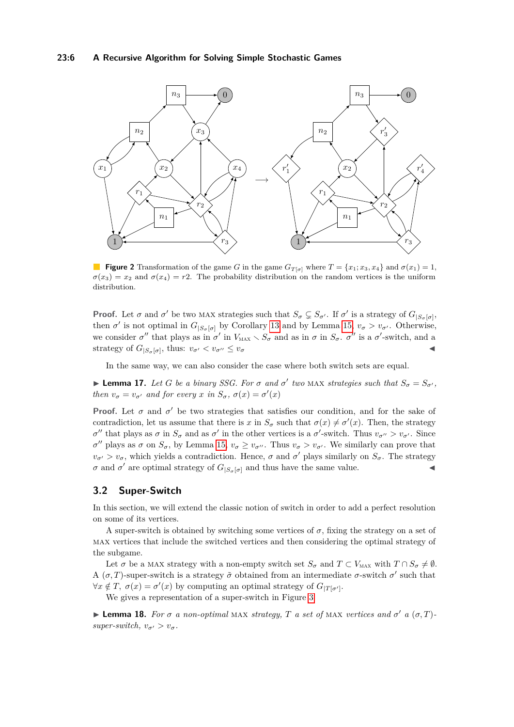**Figure 2** Transformation of the game $G$ in the game $G_{T[\sigma]}$ where $T = \{x_1; x_3, x_4\}$ and $\sigma(x_1) = 1$, $\sigma(x_3) = x_2$ and $\sigma(x_4) = r2$. The probability distribution on the random vertices is the uniform distribution.

**Proof.** Let $\sigma$ and $\sigma'$ be two MAX strategies such that $S_\sigma \subsetneq S_{\sigma'}$. If $\sigma'$ is a strategy of $G_{|S_\sigma[\sigma]}$, then $\sigma'$ is not optimal in $G_{|S_\sigma[\sigma]}$ by Corollary 13 and by Lemma 15, $v_\sigma > v_{\sigma'}$. Otherwise, we consider $\sigma''$ that plays as in $\sigma'$ in $V_{\text{MAX}} \setminus S_\sigma$ and as in $\sigma$ in $S_\sigma$. $\sigma''$ is a $\sigma'$-switch, and a strategy of $G_{|S_\sigma[\sigma]}$, thus: $v_{\sigma'} < v_{\sigma''} \leq v_\sigma$ ◀

In the same way, we can also consider the case where both switch sets are equal.

▶ **Lemma 17.** *Let $G$ be a binary SSG. For $\sigma$ and $\sigma'$ two* MAX *strategies such that $S_\sigma = S_{\sigma'}$, then $v_\sigma = v_{\sigma'}$ and for every $x$ in $S_\sigma$, $\sigma(x) = \sigma'(x)$*

**Proof.** Let $\sigma$ and $\sigma'$ be two strategies that satisfies our condition, and for the sake of contradiction, let us assume that there is $x$ in $S_\sigma$ such that $\sigma(x) \neq \sigma'(x)$. Then, the strategy $\sigma''$ that plays as $\sigma$ in $S_\sigma$ and as $\sigma'$ in the other vertices is a $\sigma'$-switch. Thus $v_{\sigma''} > v_{\sigma'}$. Since $\sigma''$ plays as $\sigma$ on $S_\sigma$, by Lemma 15, $v_\sigma \geq v_{\sigma''}$. Thus $v_\sigma > v_{\sigma'}$. We similarly can prove that $v_{\sigma'} > v_\sigma$, which yields a contradiction. Hence, $\sigma$ and $\sigma'$ plays similarly on $S_\sigma$. The strategy $\sigma$ and $\sigma'$ are optimal strategy of $G_{|S_\sigma[\sigma]}$ and thus have the same value. ◀

## 3.2 Super-Switch

In this section, we will extend the classic notion of switch in order to add a perfect resolution on some of its vertices.

A super-switch is obtained by switching some vertices of $\sigma$, fixing the strategy on a set of MAX vertices that include the switched vertices and then considering the optimal strategy of the subgame.

Let $\sigma$ be a MAX strategy with a non-empty switch set $S_\sigma$ and $T \subset V_{\text{MAX}}$ with $T \cap S_\sigma \neq \emptyset$. A $(\sigma, T)$-super-switch is a strategy $\tilde{\sigma}$ obtained from an intermediate $\sigma$-switch $\sigma'$ such that $\forall x \notin T,\ \sigma(x) = \sigma'(x)$ by computing an optimal strategy of $G_{|T[\sigma']}$.

We gives a representation of a super-switch in Figure 3.

▶ **Lemma 18.** *For $\sigma$ a non-optimal* MAX *strategy, $T$ a set of* MAX *vertices and $\sigma'$ a $(\sigma, T)$-super-switch, $v_{\sigma'} > v_\sigma$.*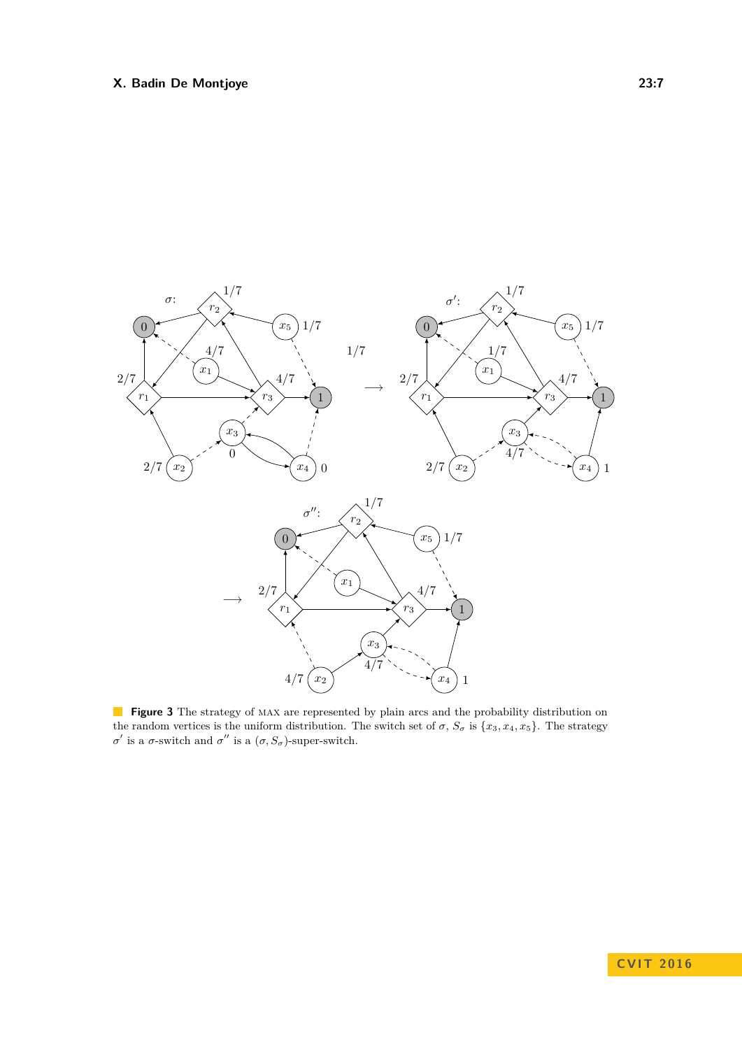**Figure 3** The strategy of MAX are represented by plain arcs and the probability distribution on the random vertices is the uniform distribution. The switch set of $\sigma$, $S_\sigma$ is $\{x_3, x_4, x_5\}$. The strategy $\sigma'$ is a $\sigma$-switch and $\sigma''$ is a $(\sigma, S_\sigma)$-super-switch.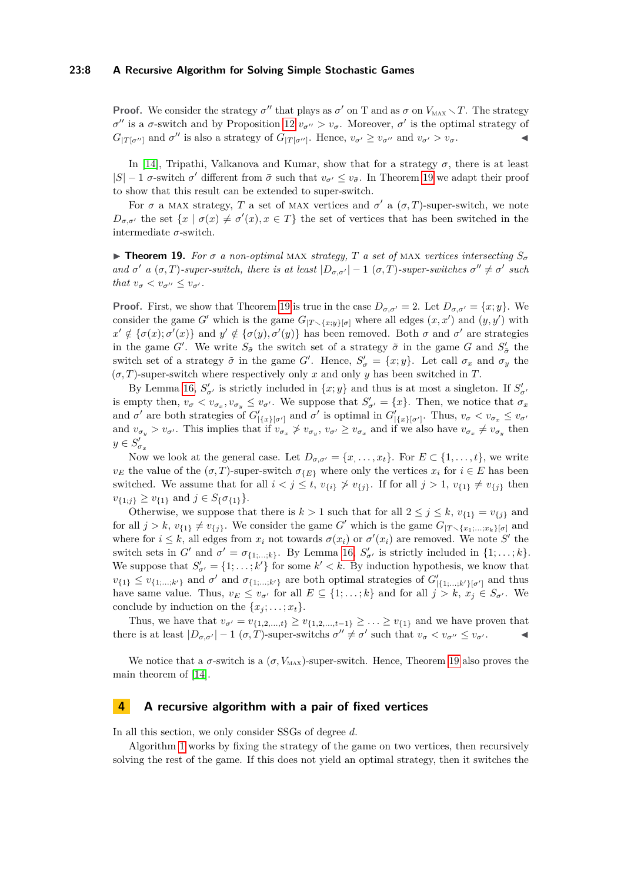**Proof.** We consider the strategy $\sigma''$ that plays as $\sigma'$ on T and as $\sigma$ on $V_{\text{MAX}} \setminus T$. The strategy $\sigma''$ is a $\sigma$-switch and by Proposition 12 $v_{\sigma''} > v_{\sigma}$. Moreover, $\sigma'$ is the optimal strategy of $G_{|T[\sigma'']}$ and $\sigma''$ is also a strategy of $G_{|T[\sigma'']}$. Hence, $v_{\sigma'} \geq v_{\sigma''}$ and $v_{\sigma'} > v_{\sigma}$. ◂

In [14], Tripathi, Valkanova and Kumar, show that for a strategy $\sigma$, there is at least $|S| - 1$ $\sigma$-switch $\sigma'$ different from $\bar{\sigma}$ such that $v_{\sigma'} \leq v_{\bar{\sigma}}$. In Theorem 19 we adapt their proof to show that this result can be extended to super-switch.

For $\sigma$ a MAX strategy, $T$ a set of MAX vertices and $\sigma'$ a $(\sigma, T)$-super-switch, we note $D_{\sigma,\sigma'}$ the set $\{x \mid \sigma(x) \neq \sigma'(x), x \in T\}$ the set of vertices that has been switched in the intermediate $\sigma$-switch.

▸ **Theorem 19.** *For $\sigma$ a non-optimal* MAX *strategy, $T$ a set of* MAX *vertices intersecting $S_\sigma$ and $\sigma'$ a $(\sigma, T)$-super-switch, there is at least $|D_{\sigma,\sigma'}| - 1$ $(\sigma, T)$-super-switches $\sigma'' \neq \sigma'$ such that $v_\sigma < v_{\sigma''} \leq v_{\sigma'}$.*

**Proof.** First, we show that Theorem 19 is true in the case $D_{\sigma,\sigma'} = 2$. Let $D_{\sigma,\sigma'} = \{x; y\}$. We consider the game $G'$ which is the game $G_{|T \setminus \{x;y\}[\sigma]}$ where all edges $(x, x')$ and $(y, y')$ with $x' \notin \{\sigma(x); \sigma'(x)\}$ and $y' \notin \{\sigma(y), \sigma'(y)\}$ has been removed. Both $\sigma$ and $\sigma'$ are strategies in the game $G'$. We write $S_{\bar{\sigma}}$ the switch set of a strategy $\bar{\sigma}$ in the game $G$ and $S'_{\bar{\sigma}}$ the switch set of a strategy $\bar{\sigma}$ in the game $G'$. Hence, $S'_\sigma = \{x; y\}$. Let call $\sigma_x$ and $\sigma_y$ the $(\sigma, T)$-super-switch where respectively only $x$ and only $y$ has been switched in $T$.

By Lemma 16, $S'_{\sigma'}$ is strictly included in $\{x; y\}$ and thus is at most a singleton. If $S'_{\sigma'}$ is empty then, $v_\sigma < v_{\sigma_x}, v_{\sigma_y} \leq v_{\sigma'}$. We suppose that $S'_{\sigma'} = \{x\}$. Then, we notice that $\sigma_x$ and $\sigma'$ are both strategies of $G'_{|\{x\}[\sigma']}$ and $\sigma'$ is optimal in $G'_{|\{x\}[\sigma']}$. Thus, $v_\sigma < v_{\sigma_x} \leq v_{\sigma'}$ and $v_{\sigma_y} > v_{\sigma'}$. This implies that if $v_{\sigma_x} \not> v_{\sigma_y}$, $v_{\sigma'} \geq v_{\sigma_x}$ and if we also have $v_{\sigma_x} \neq v_{\sigma_y}$ then $y \in S'_{\sigma_x}$

Now we look at the general case. Let $D_{\sigma,\sigma'} = \{x, \dots, x_t\}$. For $E \subset \{1, \dots, t\}$, we write $v_E$ the value of the $(\sigma, T)$-super-switch $\sigma_{\{E\}}$ where only the vertices $x_i$ for $i \in E$ has been switched. We assume that for all $i < j \leq t$, $v_{\{i\}} \not> v_{\{j\}}$. If for all $j > 1$, $v_{\{1\}} \neq v_{\{j\}}$ then $v_{\{1;j\}} \geq v_{\{1\}}$ and $j \in S\{\sigma\{1\}\}$.

Otherwise, we suppose that there is $k > 1$ such that for all $2 \leq j \leq k$, $v_{\{1\}} = v_{\{j\}}$ and for all $j > k$, $v_{\{1\}} \neq v_{\{j\}}$. We consider the game $G'$ which is the game $G_{|T \setminus \{x_1;\dots;x_k\}[\sigma]}$ and where for $i \leq k$, all edges from $x_i$ not towards $\sigma(x_i)$ or $\sigma'(x_i)$ are removed. We note $S'$ the switch sets in $G'$ and $\sigma' = \sigma_{\{1;\dots;k\}}$. By Lemma 16, $S'_{\sigma'}$ is strictly included in $\{1; \dots; k\}$. We suppose that $S'_{\sigma'} = \{1; \dots; k'\}$ for some $k' < k$. By induction hypothesis, we know that $v_{\{1\}} \leq v_{\{1;\dots;k'\}}$ and $\sigma'$ and $\sigma_{\{1;\dots;k'\}}$ are both optimal strategies of $G'_{|\{1;\dots;k'\}[\sigma']}$ and thus have same value. Thus, $v_E \leq v_{\sigma'}$ for all $E \subseteq \{1; \dots; k\}$ and for all $j > k$, $x_j \in S_{\sigma'}$. We conclude by induction on the $\{x_j; \dots; x_t\}$.

Thus, we have that $v_{\sigma'} = v_{\{1,2,\dots,t\}} \geq v_{\{1,2,\dots,t-1\}} \geq \dots \geq v_{\{1\}}$ and we have proven that there is at least $|D_{\sigma,\sigma'}| - 1$ $(\sigma, T)$-super-switchs $\sigma'' \neq \sigma'$ such that $v_\sigma < v_{\sigma''} \leq v_{\sigma'}$. ◂

We notice that a $\sigma$-switch is a $(\sigma, V_{\text{MAX}})$-super-switch. Hence, Theorem 19 also proves the main theorem of [14].

## 4 A recursive algorithm with a pair of fixed vertices

In all this section, we only consider SSGs of degree $d$.

Algorithm 1 works by fixing the strategy of the game on two vertices, then recursively solving the rest of the game. If this does not yield an optimal strategy, then it switches the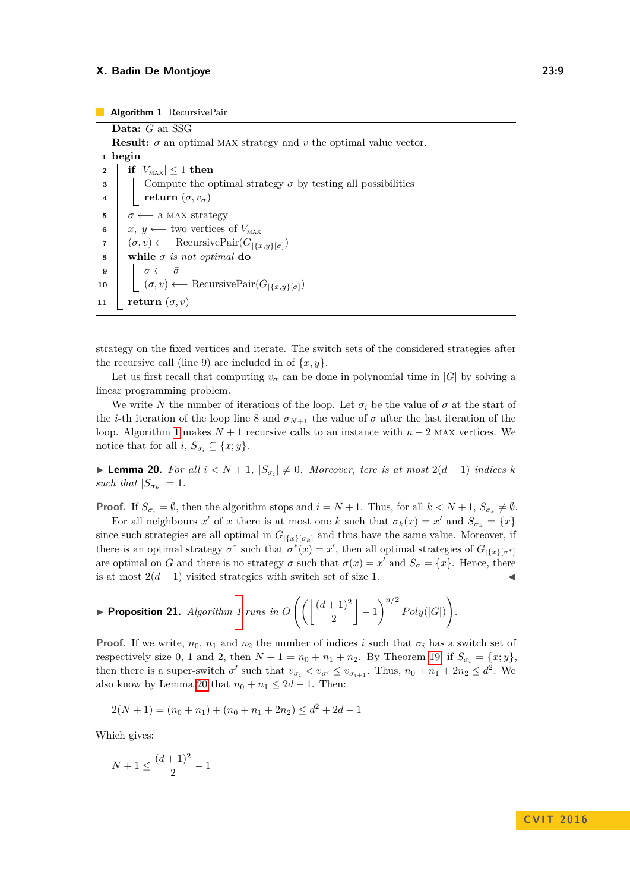**Algorithm 1** RecursivePair

```
   Data: G an SSG
   Result: σ an optimal MAX strategy and v the optimal value vector.
 1 begin
 2   if |V_MAX| ≤ 1 then
 3     Compute the optimal strategy σ by testing all possibilities
 4     return (σ, v_σ)
 5   σ ⟵ a MAX strategy
 6   x, y ⟵ two vertices of V_MAX
 7   (σ, v) ⟵ RecursivePair(G_{|{x,y}[σ]})
 8   while σ is not optimal do
 9     σ ⟵ σ̄
10     (σ, v) ⟵ RecursivePair(G_{|{x,y}[σ]})
11   return (σ, v)
```

strategy on the fixed vertices and iterate. The switch sets of the considered strategies after the recursive call (line 9) are included in of $\{x, y\}$.

Let us first recall that computing $v_\sigma$ can be done in polynomial time in $|G|$ by solving a linear programming problem.

We write $N$ the number of iterations of the loop. Let $\sigma_i$ be the value of $\sigma$ at the start of the $i$-th iteration of the loop line 8 and $\sigma_{N+1}$ the value of $\sigma$ after the last iteration of the loop. Algorithm 1 makes $N+1$ recursive calls to an instance with $n-2$ MAX vertices. We notice that for all $i$, $S_{\sigma_i} \subseteq \{x; y\}$.

▶ **Lemma 20.** *For all $i < N+1$, $|S_{\sigma_i}| \neq 0$. Moreover, tere is at most $2(d-1)$ indices $k$ such that $|S_{\sigma_k}| = 1$.*

**Proof.** If $S_{\sigma_i} = \emptyset$, then the algorithm stops and $i = N+1$. Thus, for all $k < N+1$, $S_{\sigma_k} \neq \emptyset$.

For all neighbours $x'$ of $x$ there is at most one $k$ such that $\sigma_k(x) = x'$ and $S_{\sigma_k} = \{x\}$ since such strategies are all optimal in $G_{|\{x\}[\sigma_k]}$ and thus have the same value. Moreover, if there is an optimal strategy $\sigma^*$ such that $\sigma^*(x) = x'$, then all optimal strategies of $G_{|\{x\}[\sigma^*]}$ are optimal on $G$ and there is no strategy $\sigma$ such that $\sigma(x) = x'$ and $S_\sigma = \{x\}$. Hence, there is at most $2(d-1)$ visited strategies with switch set of size 1. ◀

▶ **Proposition 21.** *Algorithm 1 runs in* $O\left(\left(\left\lfloor \frac{(d+1)^2}{2} \right\rfloor - 1\right)^{n/2} Poly(|G|)\right)$.

**Proof.** If we write, $n_0$, $n_1$ and $n_2$ the number of indices $i$ such that $\sigma_i$ has a switch set of respectively size 0, 1 and 2, then $N+1 = n_0 + n_1 + n_2$. By Theorem 19, if $S_{\sigma_i} = \{x; y\}$, then there is a super-switch $\sigma'$ such that $v_{\sigma_i} < v_{\sigma'} \leq v_{\sigma_{i+1}}$. Thus, $n_0 + n_1 + 2n_2 \leq d^2$. We also know by Lemma 20 that $n_0 + n_1 \leq 2d - 1$. Then:

$$2(N+1) = (n_0 + n_1) + (n_0 + n_1 + 2n_2) \leq d^2 + 2d - 1$$

Which gives:

$$N + 1 \leq \frac{(d+1)^2}{2} - 1$$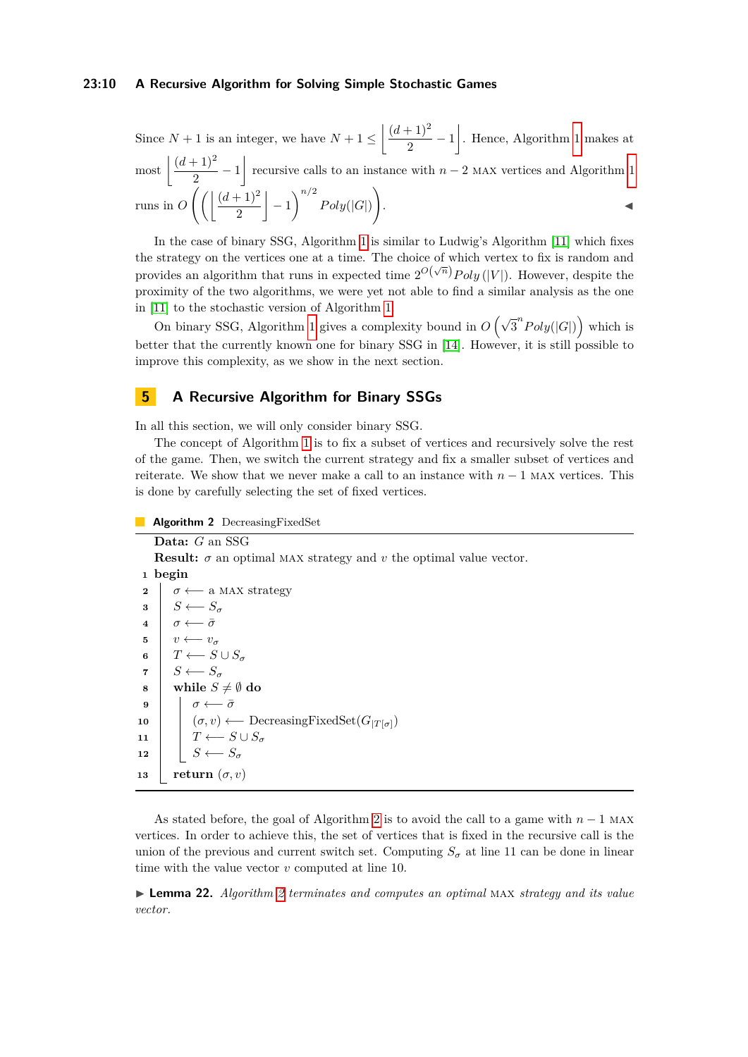Since $N+1$ is an integer, we have $N+1 \leq \left\lfloor \frac{(d+1)^2}{2} - 1 \right\rfloor$. Hence, Algorithm 1 makes at most $\left\lfloor \frac{(d+1)^2}{2} - 1 \right\rfloor$ recursive calls to an instance with $n-2$ MAX vertices and Algorithm 1 runs in $O\left(\left(\left\lfloor \frac{(d+1)^2}{2} \right\rfloor - 1\right)^{n/2} Poly(|G|)\right)$. ◀

In the case of binary SSG, Algorithm 1 is similar to Ludwig's Algorithm [11] which fixes the strategy on the vertices one at a time. The choice of which vertex to fix is random and provides an algorithm that runs in expected time $2^{O(\sqrt{n})} Poly(|V|)$. However, despite the proximity of the two algorithms, we were yet not able to find a similar analysis as the one in [11] to the stochastic version of Algorithm 1.

On binary SSG, Algorithm 1 gives a complexity bound in $O\left(\sqrt{3}^n Poly(|G|)\right)$ which is better that the currently known one for binary SSG in [14]. However, it is still possible to improve this complexity, as we show in the next section.

## 5 A Recursive Algorithm for Binary SSGs

In all this section, we will only consider binary SSG.

The concept of Algorithm 1 is to fix a subset of vertices and recursively solve the rest of the game. Then, we switch the current strategy and fix a smaller subset of vertices and reiterate. We show that we never make a call to an instance with $n-1$ MAX vertices. This is done by carefully selecting the set of fixed vertices.

**Algorithm 2** DecreasingFixedSet

```
   Data: G an SSG
   Result: σ an optimal MAX strategy and v the optimal value vector.
1  begin
2     σ ⟵ a MAX strategy
3     S ⟵ S_σ
4     σ ⟵ σ̄
5     v ⟵ v_σ
6     T ⟵ S ∪ S_σ
7     S ⟵ S_σ
8     while S ≠ ∅ do
9        σ ⟵ σ̄
10       (σ, v) ⟵ DecreasingFixedSet(G_{|T[σ]})
11       T ⟵ S ∪ S_σ
12       S ⟵ S_σ
13    return (σ, v)
```

As stated before, the goal of Algorithm 2 is to avoid the call to a game with $n-1$ MAX vertices. In order to achieve this, the set of vertices that is fixed in the recursive call is the union of the previous and current switch set. Computing $S_\sigma$ at line 11 can be done in linear time with the value vector $v$ computed at line 10.

▶ **Lemma 22.** *Algorithm 2 terminates and computes an optimal* MAX *strategy and its value vector.*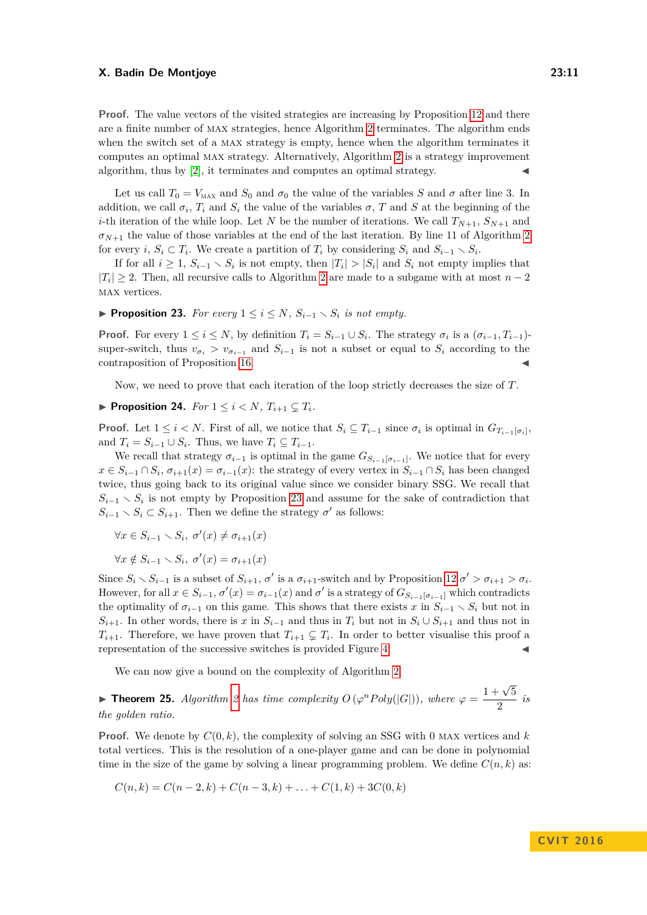**Proof.** The value vectors of the visited strategies are increasing by Proposition 12 and there are a finite number of MAX strategies, hence Algorithm 2 terminates. The algorithm ends when the switch set of a MAX strategy is empty, hence when the algorithm terminates it computes an optimal MAX strategy. Alternatively, Algorithm 2 is a strategy improvement algorithm, thus by [2], it terminates and computes an optimal strategy. ◀

Let us call $T_0 = V_{\text{MAX}}$ and $S_0$ and $\sigma_0$ the value of the variables $S$ and $\sigma$ after line 3. In addition, we call $\sigma_i$, $T_i$ and $S_i$ the value of the variables $\sigma$, $T$ and $S$ at the beginning of the $i$-th iteration of the while loop. Let $N$ be the number of iterations. We call $T_{N+1}$, $S_{N+1}$ and $\sigma_{N+1}$ the value of those variables at the end of the last iteration. By line 11 of Algorithm 2 for every $i$, $S_i \subset T_i$. We create a partition of $T_i$ by considering $S_i$ and $S_{i-1} \setminus S_i$.

If for all $i \geq 1$, $S_{i-1} \setminus S_i$ is not empty, then $|T_i| > |S_i|$ and $S_i$ not empty implies that $|T_i| \geq 2$. Then, all recursive calls to Algorithm 2 are made to a subgame with at most $n-2$ MAX vertices.

▶ **Proposition 23.** *For every $1 \leq i \leq N$, $S_{i-1} \setminus S_i$ is not empty.*

**Proof.** For every $1 \leq i \leq N$, by definition $T_i = S_{i-1} \cup S_i$. The strategy $\sigma_i$ is a $(\sigma_{i-1}, T_{i-1})$-super-switch, thus $v_{\sigma_i} > v_{\sigma_{i-1}}$ and $S_{i-1}$ is not a subset or equal to $S_i$ according to the contraposition of Proposition 16. ◀

Now, we need to prove that each iteration of the loop strictly decreases the size of $T$.

▶ **Proposition 24.** *For $1 \leq i < N$, $T_{i+1} \subsetneq T_i$.*

**Proof.** Let $1 \leq i < N$. First of all, we notice that $S_i \subseteq T_{i-1}$ since $\sigma_i$ is optimal in $G_{T_{i-1}[\sigma_i]}$, and $T_i = S_{i-1} \cup S_i$. Thus, we have $T_i \subseteq T_{i-1}$.

We recall that strategy $\sigma_{i-1}$ is optimal in the game $G_{S_{i-1}[\sigma_{i-1}]}$. We notice that for every $x \in S_{i-1} \cap S_i$, $\sigma_{i+1}(x) = \sigma_{i-1}(x)$: the strategy of every vertex in $S_{i-1} \cap S_i$ has been changed twice, thus going back to its original value since we consider binary SSG. We recall that $S_{i-1} \setminus S_i$ is not empty by Proposition 23 and assume for the sake of contradiction that $S_{i-1} \setminus S_i \subset S_{i+1}$. Then we define the strategy $\sigma'$ as follows:

$$\forall x \in S_{i-1} \setminus S_i,\ \sigma'(x) \neq \sigma_{i+1}(x)$$

$$\forall x \notin S_{i-1} \setminus S_i,\ \sigma'(x) = \sigma_{i+1}(x)$$

Since $S_i \setminus S_{i-1}$ is a subset of $S_{i+1}$, $\sigma'$ is a $\sigma_{i+1}$-switch and by Proposition 12 $\sigma' > \sigma_{i+1} > \sigma_i$. However, for all $x \in S_{i-1}$, $\sigma'(x) = \sigma_{i-1}(x)$ and $\sigma'$ is a strategy of $G_{S_{i-1}[\sigma_{i-1}]}$ which contradicts the optimality of $\sigma_{i-1}$ on this game. This shows that there exists $x$ in $S_{i-1} \setminus S_i$ but not in $S_{i+1}$. In other words, there is $x$ in $S_{i-1}$ and thus in $T_i$ but not in $S_i \cup S_{i+1}$ and thus not in $T_{i+1}$. Therefore, we have proven that $T_{i+1} \subsetneq T_i$. In order to better visualise this proof a representation of the successive switches is provided Figure 4. ◀

We can now give a bound on the complexity of Algorithm 2.

▶ **Theorem 25.** *Algorithm 2 has time complexity $O\left(\varphi^n Poly(|G|)\right)$, where $\varphi = \dfrac{1+\sqrt{5}}{2}$ is the golden ratio.*

**Proof.** We denote by $C(0, k)$, the complexity of solving an SSG with 0 MAX vertices and $k$ total vertices. This is the resolution of a one-player game and can be done in polynomial time in the size of the game by solving a linear programming problem. We define $C(n, k)$ as:

$$C(n, k) = C(n-2, k) + C(n-3, k) + \ldots + C(1, k) + 3C(0, k)$$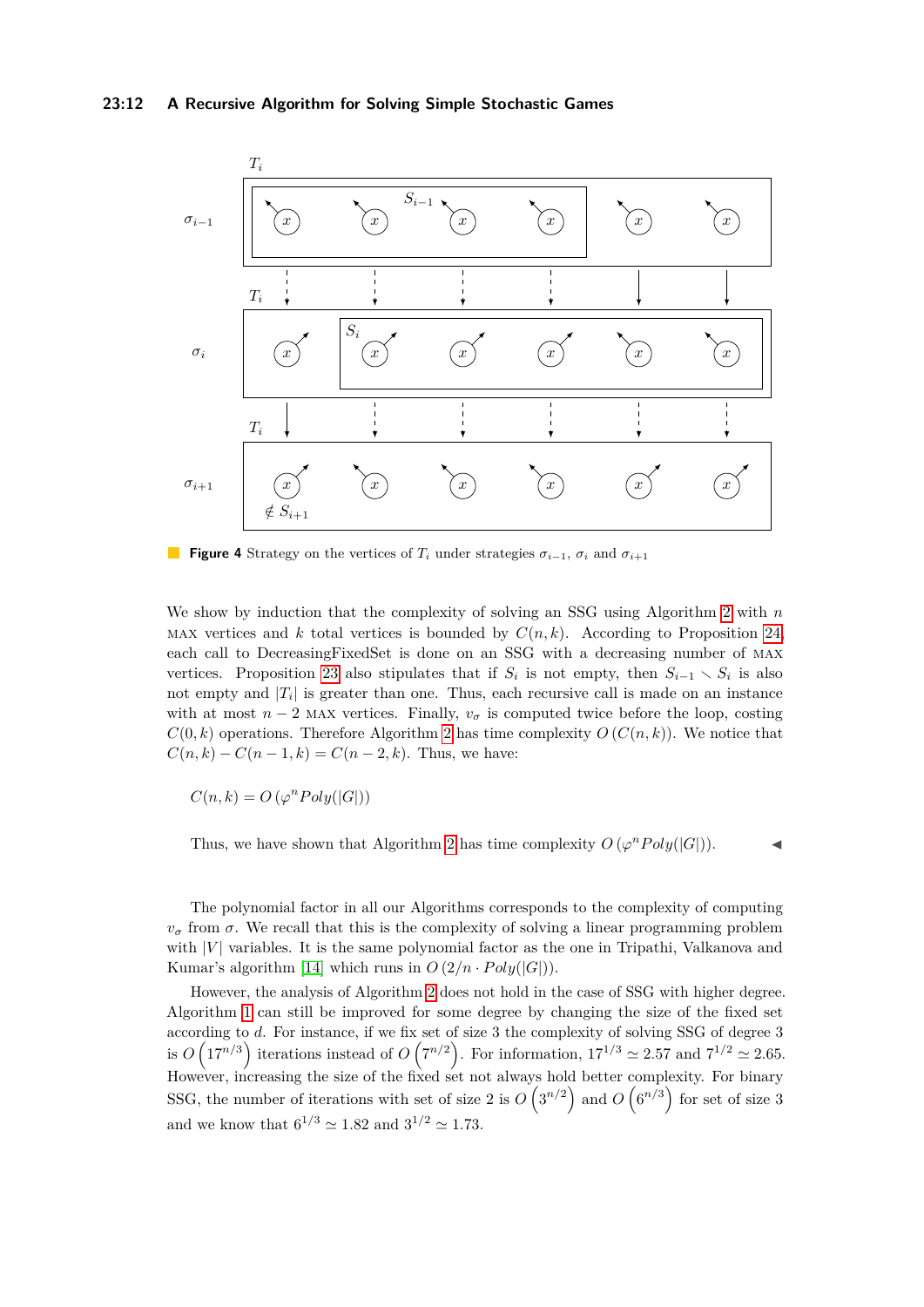**Figure 4** Strategy on the vertices of $T_i$ under strategies $\sigma_{i-1}$, $\sigma_i$ and $\sigma_{i+1}$

We show by induction that the complexity of solving an SSG using Algorithm 2 with $n$ MAX vertices and $k$ total vertices is bounded by $C(n,k)$. According to Proposition 24, each call to DecreasingFixedSet is done on an SSG with a decreasing number of MAX vertices. Proposition 23 also stipulates that if $S_i$ is not empty, then $S_{i-1} \setminus S_i$ is also not empty and $|T_i|$ is greater than one. Thus, each recursive call is made on an instance with at most $n-2$ MAX vertices. Finally, $v_\sigma$ is computed twice before the loop, costing $C(0,k)$ operations. Therefore Algorithm 2 has time complexity $O\left(C(n,k)\right)$. We notice that $C(n,k) - C(n-1,k) = C(n-2,k)$. Thus, we have:

$$C(n,k) = O\left(\varphi^n Poly(|G|)\right)$$

Thus, we have shown that Algorithm 2 has time complexity $O\left(\varphi^n Poly(|G|)\right)$. ◀

The polynomial factor in all our Algorithms corresponds to the complexity of computing $v_\sigma$ from $\sigma$. We recall that this is the complexity of solving a linear programming problem with $|V|$ variables. It is the same polynomial factor as the one in Tripathi, Valkanova and Kumar's algorithm [14] which runs in $O\left(2/n \cdot Poly(|G|)\right)$.

However, the analysis of Algorithm 2 does not hold in the case of SSG with higher degree. Algorithm 1 can still be improved for some degree by changing the size of the fixed set according to $d$. For instance, if we fix set of size 3 the complexity of solving SSG of degree 3 is $O\left(17^{n/3}\right)$ iterations instead of $O\left(7^{n/2}\right)$. For information, $17^{1/3} \simeq 2.57$ and $7^{1/2} \simeq 2.65$. However, increasing the size of the fixed set not always hold better complexity. For binary SSG, the number of iterations with set of size 2 is $O\left(3^{n/2}\right)$ and $O\left(6^{n/3}\right)$ for set of size 3 and we know that $6^{1/3} \simeq 1.82$ and $3^{1/2} \simeq 1.73$.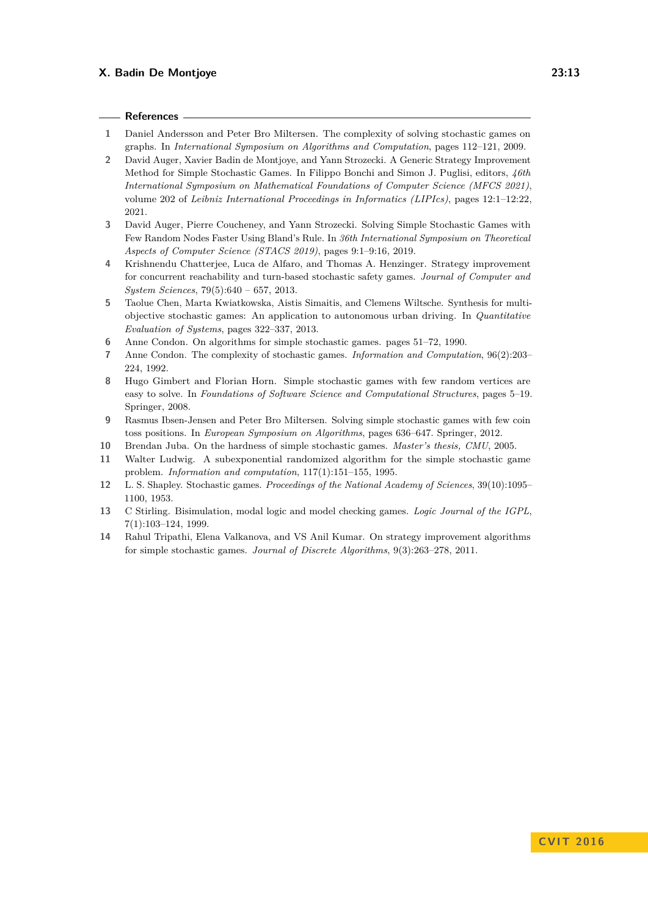## References

1. Daniel Andersson and Peter Bro Miltersen. The complexity of solving stochastic games on graphs. In *International Symposium on Algorithms and Computation*, pages 112–121, 2009.
2. David Auger, Xavier Badin de Montjoye, and Yann Strozecki. A Generic Strategy Improvement Method for Simple Stochastic Games. In Filippo Bonchi and Simon J. Puglisi, editors, *46th International Symposium on Mathematical Foundations of Computer Science (MFCS 2021)*, volume 202 of *Leibniz International Proceedings in Informatics (LIPIcs)*, pages 12:1–12:22, 2021.
3. David Auger, Pierre Coucheney, and Yann Strozecki. Solving Simple Stochastic Games with Few Random Nodes Faster Using Bland's Rule. In *36th International Symposium on Theoretical Aspects of Computer Science (STACS 2019)*, pages 9:1–9:16, 2019.
4. Krishnendu Chatterjee, Luca de Alfaro, and Thomas A. Henzinger. Strategy improvement for concurrent reachability and turn-based stochastic safety games. *Journal of Computer and System Sciences*, 79(5):640 – 657, 2013.
5. Taolue Chen, Marta Kwiatkowska, Aistis Simaitis, and Clemens Wiltsche. Synthesis for multi-objective stochastic games: An application to autonomous urban driving. In *Quantitative Evaluation of Systems*, pages 322–337, 2013.
6. Anne Condon. On algorithms for simple stochastic games. pages 51–72, 1990.
7. Anne Condon. The complexity of stochastic games. *Information and Computation*, 96(2):203–224, 1992.
8. Hugo Gimbert and Florian Horn. Simple stochastic games with few random vertices are easy to solve. In *Foundations of Software Science and Computational Structures*, pages 5–19. Springer, 2008.
9. Rasmus Ibsen-Jensen and Peter Bro Miltersen. Solving simple stochastic games with few coin toss positions. In *European Symposium on Algorithms*, pages 636–647. Springer, 2012.
10. Brendan Juba. On the hardness of simple stochastic games. *Master's thesis, CMU*, 2005.
11. Walter Ludwig. A subexponential randomized algorithm for the simple stochastic game problem. *Information and computation*, 117(1):151–155, 1995.
12. L. S. Shapley. Stochastic games. *Proceedings of the National Academy of Sciences*, 39(10):1095–1100, 1953.
13. C Stirling. Bisimulation, modal logic and model checking games. *Logic Journal of the IGPL*, 7(1):103–124, 1999.
14. Rahul Tripathi, Elena Valkanova, and VS Anil Kumar. On strategy improvement algorithms for simple stochastic games. *Journal of Discrete Algorithms*, 9(3):263–278, 2011.